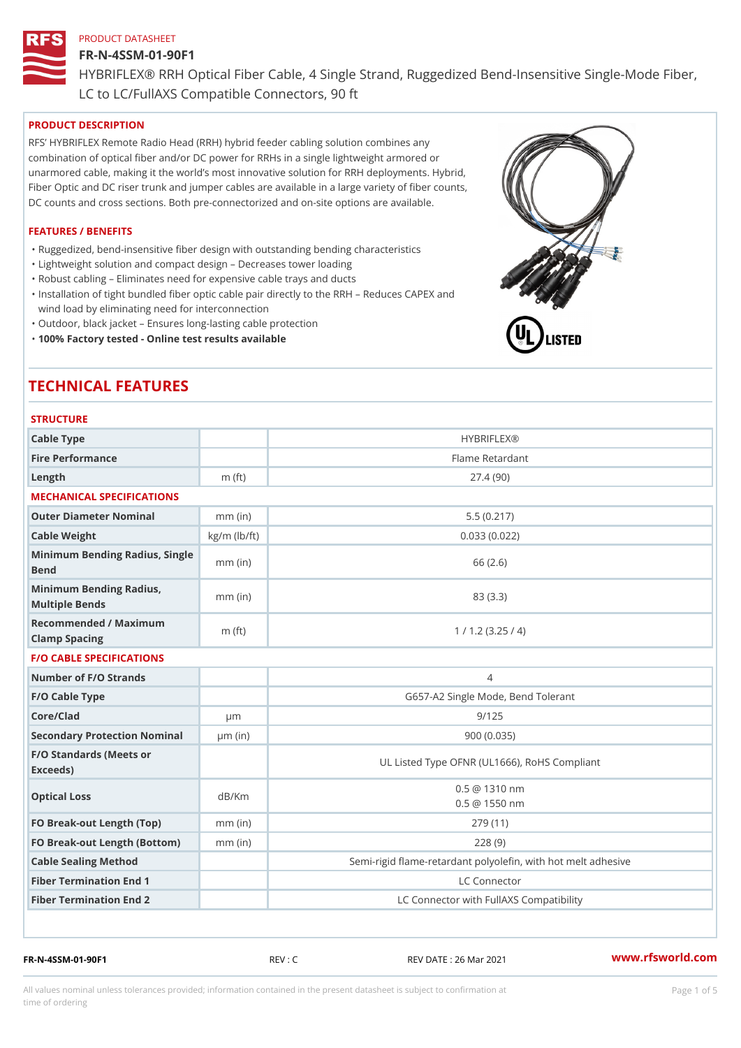PRODUCT DATASHEET

# FR-N-4SSM-01-90F1

HYBRIFLEX® RRH Optical Fiber Cable, 4 Single Strand, Ruggedized Bend-Insensitive Single-Mode Fiber, LC to LC/FullAXS Compatible Connectors, 90 ft

## PRODUCT DESCRIPTION

RFS' HYBRIFLEX Remote Radio Head (RRH) hybrid feeder cabling solution combines any combination of optical fiber and/or DC power for RRHs in a single lightweight armored or unarmored cable, making it the world's most innovative solution for RRH deployments. Hybrid, Fiber Optic and DC riser trunk and jumper cables are available in a large variety of fiber counts, DC counts and cross sections. Both pre-connectorized and on-site options are available.

## FEATURES / BENEFITS

- Ruggedized, bend-insensitive fiber design with outstanding bending characteristics
- Lightweight solution and compact design – Decreases tower loading
- Robust cabling – Eliminates need for expensive cable trays and ducts
- Installation of tight bundled fiber optic cable pair directly to the RRH – Reduces CAPEX and wind load by eliminating need for interconnection
- Outdoor, black jacket – Ensures long-lasting cable protection
- **100% Factory tested - Online test results available**

## TECHNICAL FEATURES

### STRUCTURE

| | | |
|---|---|---|
| Cable Type | | HYBRIFLEX® |
| Fire Performance | | Flame Retardant |
| Length | m (ft) | 27.4 (90) |

### MECHANICAL SPECIFICATIONS

| | | |
|---|---|---|
| Outer Diameter Nominal | mm (in) | 5.5 (0.217) |
| Cable Weight | kg/m (lb/ft) | 0.033 (0.022) |
| Minimum Bending Radius, Single Bend | mm (in) | 66 (2.6) |
| Minimum Bending Radius, Multiple Bends | mm (in) | 83 (3.3) |
| Recommended / Maximum Clamp Spacing | m (ft) | 1 / 1.2 (3.25 / 4) |

### F/O CABLE SPECIFICATIONS

| | | |
|---|---|---|
| Number of F/O Strands | | 4 |
| F/O Cable Type | | G657-A2 Single Mode, Bend Tolerant |
| Core/Clad | μm | 9/125 |
| Secondary Protection Nominal | μm (in) | 900 (0.035) |
| F/O Standards (Meets or Exceeds) | | UL Listed Type OFNR (UL1666), RoHS Compliant |
| Optical Loss | dB/Km | 0.5 @ 1310 nm<br>0.5 @ 1550 nm |
| FO Break-out Length (Top) | mm (in) | 279 (11) |
| FO Break-out Length (Bottom) | mm (in) | 228 (9) |
| Cable Sealing Method | | Semi-rigid flame-retardant polyolefin, with hot melt adhesive |
| Fiber Termination End 1 | | LC Connector |
| Fiber Termination End 2 | | LC Connector with FullAXS Compatibility |

FR-N-4SSM-01-90F1 REV : C REV DATE : 26 Mar 2021 www.rfsworld.com

All values nominal unless tolerances provided; information contained in the present datasheet is subject to confirmation at time of ordering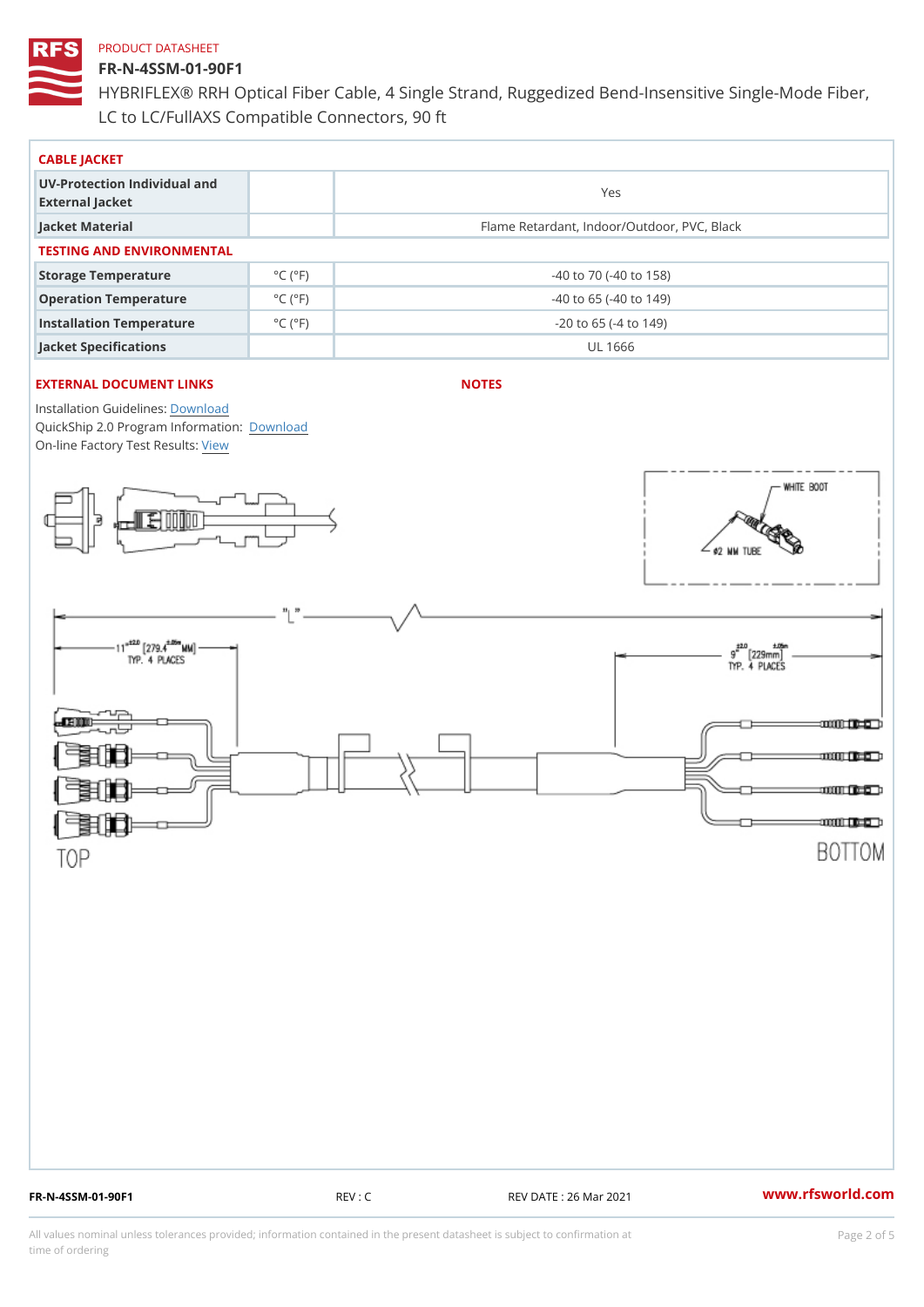PRODUCT DATASHEET

# FR-N-4SSM-01-90F1

HYBRIFLEX® RRH Optical Fiber Cable, 4 Single Strand, Ruggedized Bend-Insensitive Single-Mode Fiber, LC to LC/FullAXS Compatible Connectors, 90 ft

## CABLE JACKET

| | | |
|---|---|---|
| UV-Protection Individual and External Jacket | | Yes |
| Jacket Material | | Flame Retardant, Indoor/Outdoor, PVC, Black |

## TESTING AND ENVIRONMENTAL

| | | |
|---|---|---|
| Storage Temperature | °C (°F) | -40 to 70 (-40 to 158) |
| Operation Temperature | °C (°F) | -40 to 65 (-40 to 149) |
| Installation Temperature | °C (°F) | -20 to 65 (-4 to 149) |
| Jacket Specifications | | UL 1666 |

## EXTERNAL DOCUMENT LINKS

Installation Guidelines: Download
QuickShip 2.0 Program Information: Download
On-line Factory Test Results: View

## NOTES

WHITE BOOT
Ø2 MM TUBE

"L"

11" ±2.0 [279.4 ±.05 MM] TYP. 4 PLACES

9" ±2.0 [229mm ±.05m] TYP. 4 PLACES

TOP

BOTTOM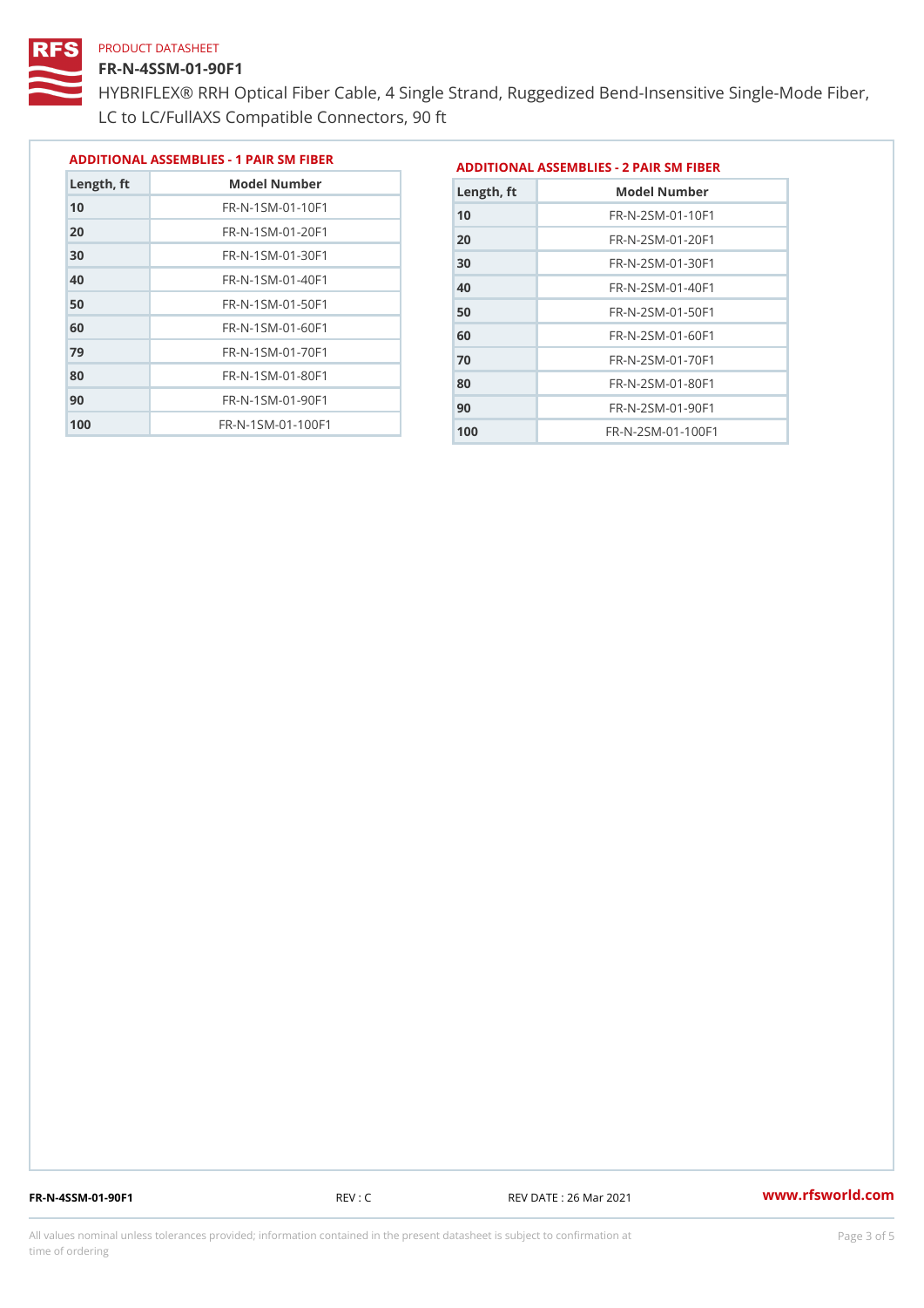PRODUCT DATASHEET

# FR-N-4SSM-01-90F1

HYBRIFLEX® RRH Optical Fiber Cable, 4 Single Strand, Ruggedized Bend-Insensitive Single-Mode Fiber, LC to LC/FullAXS Compatible Connectors, 90 ft

## ADDITIONAL ASSEMBLIES - 1 PAIR SM FIBER

| Length, ft | Model Number |
|---|---|
| 10 | FR-N-1SM-01-10F1 |
| 20 | FR-N-1SM-01-20F1 |
| 30 | FR-N-1SM-01-30F1 |
| 40 | FR-N-1SM-01-40F1 |
| 50 | FR-N-1SM-01-50F1 |
| 60 | FR-N-1SM-01-60F1 |
| 79 | FR-N-1SM-01-70F1 |
| 80 | FR-N-1SM-01-80F1 |
| 90 | FR-N-1SM-01-90F1 |
| 100 | FR-N-1SM-01-100F1 |

## ADDITIONAL ASSEMBLIES - 2 PAIR SM FIBER

| Length, ft | Model Number |
|---|---|
| 10 | FR-N-2SM-01-10F1 |
| 20 | FR-N-2SM-01-20F1 |
| 30 | FR-N-2SM-01-30F1 |
| 40 | FR-N-2SM-01-40F1 |
| 50 | FR-N-2SM-01-50F1 |
| 60 | FR-N-2SM-01-60F1 |
| 70 | FR-N-2SM-01-70F1 |
| 80 | FR-N-2SM-01-80F1 |
| 90 | FR-N-2SM-01-90F1 |
| 100 | FR-N-2SM-01-100F1 |

FR-N-4SSM-01-90F1 REV : C REV DATE : 26 Mar 2021 www.rfsworld.com

All values nominal unless tolerances provided; information contained in the present datasheet is subject to confirmation at time of ordering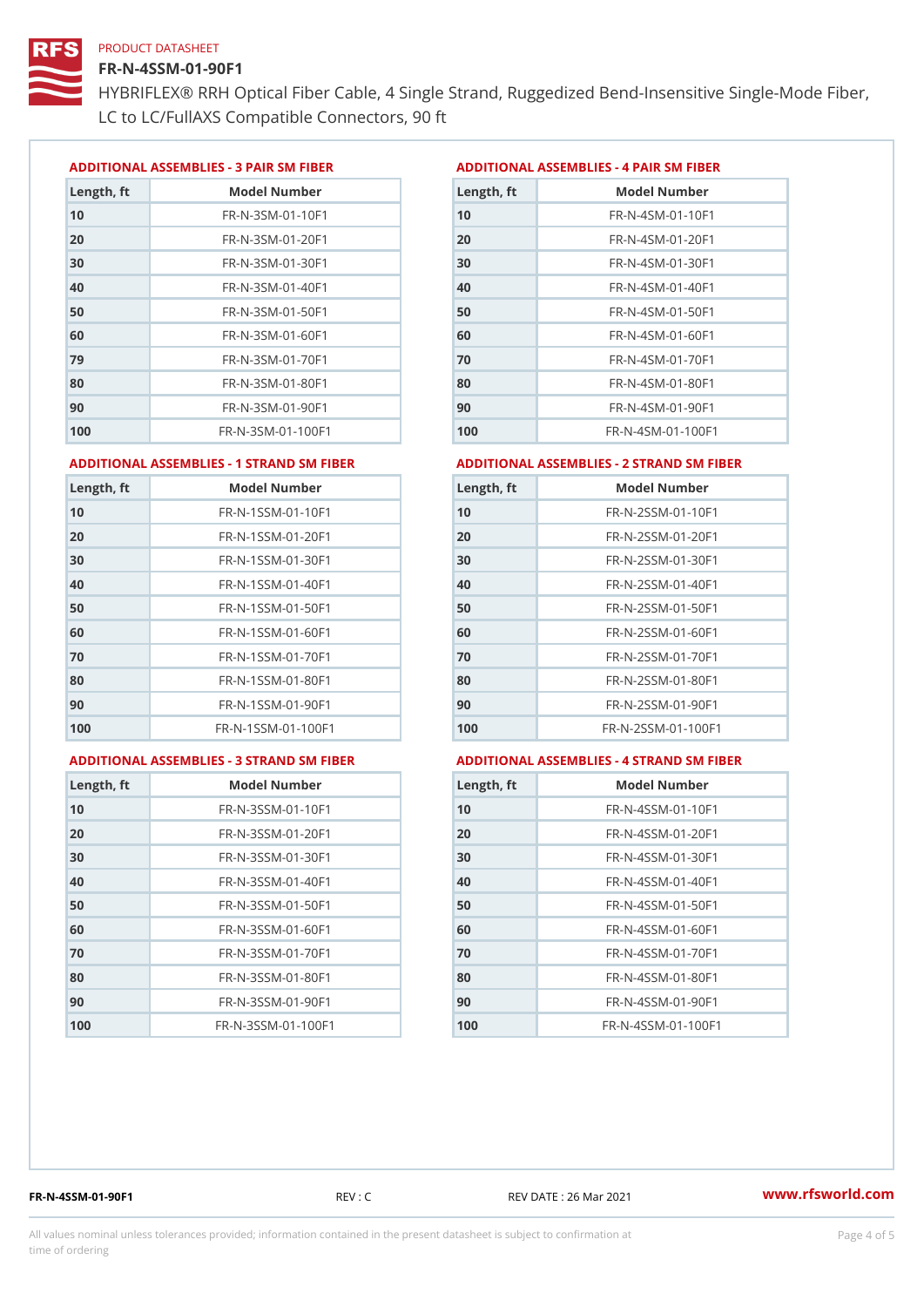PRODUCT DATASHEET

# FR-N-4SSM-01-90F1

HYBRIFLEX® RRH Optical Fiber Cable, 4 Single Strand, Ruggedized Bend-Insensitive Single-Mode Fiber, LC to LC/FullAXS Compatible Connectors, 90 ft

### ADDITIONAL ASSEMBLIES - 3 PAIR SM FIBER

| Length, ft | Model Number |
|---|---|
| 10 | FR-N-3SM-01-10F1 |
| 20 | FR-N-3SM-01-20F1 |
| 30 | FR-N-3SM-01-30F1 |
| 40 | FR-N-3SM-01-40F1 |
| 50 | FR-N-3SM-01-50F1 |
| 60 | FR-N-3SM-01-60F1 |
| 79 | FR-N-3SM-01-70F1 |
| 80 | FR-N-3SM-01-80F1 |
| 90 | FR-N-3SM-01-90F1 |
| 100 | FR-N-3SM-01-100F1 |

### ADDITIONAL ASSEMBLIES - 4 PAIR SM FIBER

| Length, ft | Model Number |
|---|---|
| 10 | FR-N-4SM-01-10F1 |
| 20 | FR-N-4SM-01-20F1 |
| 30 | FR-N-4SM-01-30F1 |
| 40 | FR-N-4SM-01-40F1 |
| 50 | FR-N-4SM-01-50F1 |
| 60 | FR-N-4SM-01-60F1 |
| 70 | FR-N-4SM-01-70F1 |
| 80 | FR-N-4SM-01-80F1 |
| 90 | FR-N-4SM-01-90F1 |
| 100 | FR-N-4SM-01-100F1 |

### ADDITIONAL ASSEMBLIES - 1 STRAND SM FIBER

| Length, ft | Model Number |
|---|---|
| 10 | FR-N-1SSM-01-10F1 |
| 20 | FR-N-1SSM-01-20F1 |
| 30 | FR-N-1SSM-01-30F1 |
| 40 | FR-N-1SSM-01-40F1 |
| 50 | FR-N-1SSM-01-50F1 |
| 60 | FR-N-1SSM-01-60F1 |
| 70 | FR-N-1SSM-01-70F1 |
| 80 | FR-N-1SSM-01-80F1 |
| 90 | FR-N-1SSM-01-90F1 |
| 100 | FR-N-1SSM-01-100F1 |

### ADDITIONAL ASSEMBLIES - 2 STRAND SM FIBER

| Length, ft | Model Number |
|---|---|
| 10 | FR-N-2SSM-01-10F1 |
| 20 | FR-N-2SSM-01-20F1 |
| 30 | FR-N-2SSM-01-30F1 |
| 40 | FR-N-2SSM-01-40F1 |
| 50 | FR-N-2SSM-01-50F1 |
| 60 | FR-N-2SSM-01-60F1 |
| 70 | FR-N-2SSM-01-70F1 |
| 80 | FR-N-2SSM-01-80F1 |
| 90 | FR-N-2SSM-01-90F1 |
| 100 | FR-N-2SSM-01-100F1 |

### ADDITIONAL ASSEMBLIES - 3 STRAND SM FIBER

| Length, ft | Model Number |
|---|---|
| 10 | FR-N-3SSM-01-10F1 |
| 20 | FR-N-3SSM-01-20F1 |
| 30 | FR-N-3SSM-01-30F1 |
| 40 | FR-N-3SSM-01-40F1 |
| 50 | FR-N-3SSM-01-50F1 |
| 60 | FR-N-3SSM-01-60F1 |
| 70 | FR-N-3SSM-01-70F1 |
| 80 | FR-N-3SSM-01-80F1 |
| 90 | FR-N-3SSM-01-90F1 |
| 100 | FR-N-3SSM-01-100F1 |

### ADDITIONAL ASSEMBLIES - 4 STRAND SM FIBER

| Length, ft | Model Number |
|---|---|
| 10 | FR-N-4SSM-01-10F1 |
| 20 | FR-N-4SSM-01-20F1 |
| 30 | FR-N-4SSM-01-30F1 |
| 40 | FR-N-4SSM-01-40F1 |
| 50 | FR-N-4SSM-01-50F1 |
| 60 | FR-N-4SSM-01-60F1 |
| 70 | FR-N-4SSM-01-70F1 |
| 80 | FR-N-4SSM-01-80F1 |
| 90 | FR-N-4SSM-01-90F1 |
| 100 | FR-N-4SSM-01-100F1 |

FR-N-4SSM-01-90F1 REV : C REV DATE : 26 Mar 2021 www.rfsworld.com

All values nominal unless tolerances provided; information contained in the present datasheet is subject to confirmation at time of ordering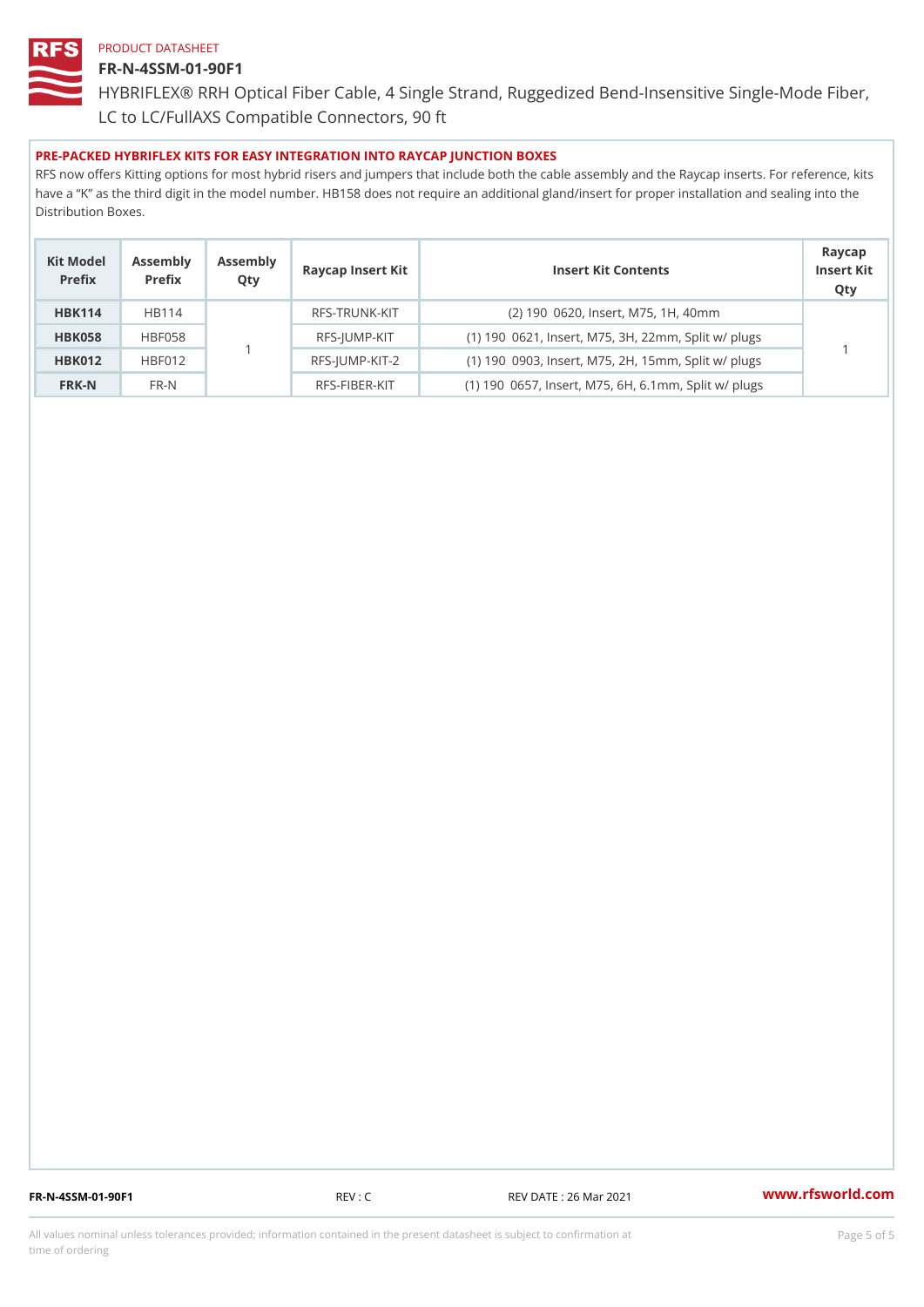PRODUCT DATASHEET

# FR-N-4SSM-01-90F1

HYBRIFLEX® RRH Optical Fiber Cable, 4 Single Strand, Ruggedized Bend-Insensitive Single-Mode Fiber, LC to LC/FullAXS Compatible Connectors, 90 ft

## PRE-PACKED HYBRIFLEX KITS FOR EASY INTEGRATION INTO RAYCAP JUNCTION BOXES

RFS now offers Kitting options for most hybrid risers and jumpers that include both the cable assembly and the Raycap inserts. For reference, kits have a "K" as the third digit in the model number. HB158 does not require an additional gland/insert for proper installation and sealing into the Distribution Boxes.

| Kit Model Prefix | Assembly Prefix | Assembly Qty | Raycap Insert Kit | Insert Kit Contents | Raycap Insert Kit Qty |
|---|---|---|---|---|---|
| **HBK114** | HB114 | 1 | RFS-TRUNK-KIT | (2) 190 0620, Insert, M75, 1H, 40mm | 1 |
| **HBK058** | HBF058 | | RFS-JUMP-KIT | (1) 190 0621, Insert, M75, 3H, 22mm, Split w/ plugs | |
| **HBK012** | HBF012 | | RFS-JUMP-KIT-2 | (1) 190 0903, Insert, M75, 2H, 15mm, Split w/ plugs | |
| **FRK-N** | FR-N | | RFS-FIBER-KIT | (1) 190 0657, Insert, M75, 6H, 6.1mm, Split w/ plugs | |